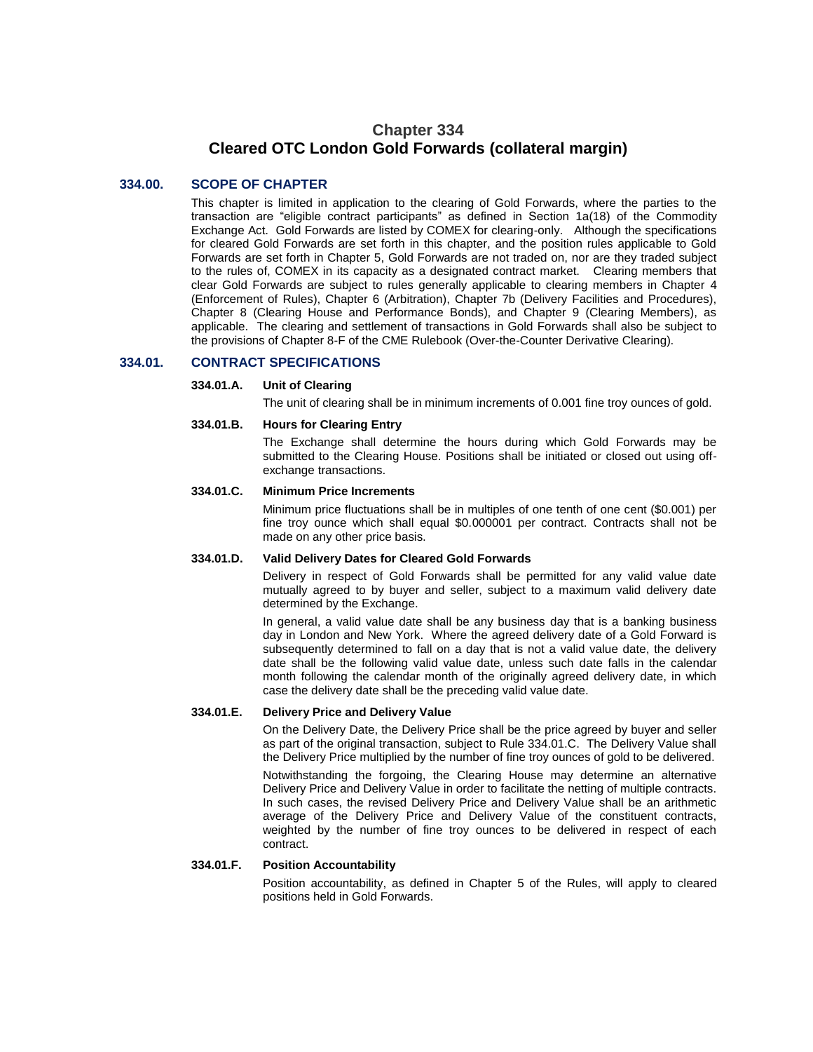# Chapter 334
# Cleared OTC London Gold Forwards (collateral margin)

## 334.00. SCOPE OF CHAPTER

This chapter is limited in application to the clearing of Gold Forwards, where the parties to the transaction are "eligible contract participants" as defined in Section 1a(18) of the Commodity Exchange Act. Gold Forwards are listed by COMEX for clearing-only. Although the specifications for cleared Gold Forwards are set forth in this chapter, and the position rules applicable to Gold Forwards are set forth in Chapter 5, Gold Forwards are not traded on, nor are they traded subject to the rules of, COMEX in its capacity as a designated contract market. Clearing members that clear Gold Forwards are subject to rules generally applicable to clearing members in Chapter 4 (Enforcement of Rules), Chapter 6 (Arbitration), Chapter 7b (Delivery Facilities and Procedures), Chapter 8 (Clearing House and Performance Bonds), and Chapter 9 (Clearing Members), as applicable. The clearing and settlement of transactions in Gold Forwards shall also be subject to the provisions of Chapter 8-F of the CME Rulebook (Over-the-Counter Derivative Clearing).

## 334.01. CONTRACT SPECIFICATIONS

### 334.01.A. Unit of Clearing

The unit of clearing shall be in minimum increments of 0.001 fine troy ounces of gold.

### 334.01.B. Hours for Clearing Entry

The Exchange shall determine the hours during which Gold Forwards may be submitted to the Clearing House. Positions shall be initiated or closed out using off-exchange transactions.

### 334.01.C. Minimum Price Increments

Minimum price fluctuations shall be in multiples of one tenth of one cent ($0.001) per fine troy ounce which shall equal $0.000001 per contract. Contracts shall not be made on any other price basis.

### 334.01.D. Valid Delivery Dates for Cleared Gold Forwards

Delivery in respect of Gold Forwards shall be permitted for any valid value date mutually agreed to by buyer and seller, subject to a maximum valid delivery date determined by the Exchange.

In general, a valid value date shall be any business day that is a banking business day in London and New York. Where the agreed delivery date of a Gold Forward is subsequently determined to fall on a day that is not a valid value date, the delivery date shall be the following valid value date, unless such date falls in the calendar month following the calendar month of the originally agreed delivery date, in which case the delivery date shall be the preceding valid value date.

### 334.01.E. Delivery Price and Delivery Value

On the Delivery Date, the Delivery Price shall be the price agreed by buyer and seller as part of the original transaction, subject to Rule 334.01.C. The Delivery Value shall the Delivery Price multiplied by the number of fine troy ounces of gold to be delivered.

Notwithstanding the forgoing, the Clearing House may determine an alternative Delivery Price and Delivery Value in order to facilitate the netting of multiple contracts. In such cases, the revised Delivery Price and Delivery Value shall be an arithmetic average of the Delivery Price and Delivery Value of the constituent contracts, weighted by the number of fine troy ounces to be delivered in respect of each contract.

### 334.01.F. Position Accountability

Position accountability, as defined in Chapter 5 of the Rules, will apply to cleared positions held in Gold Forwards.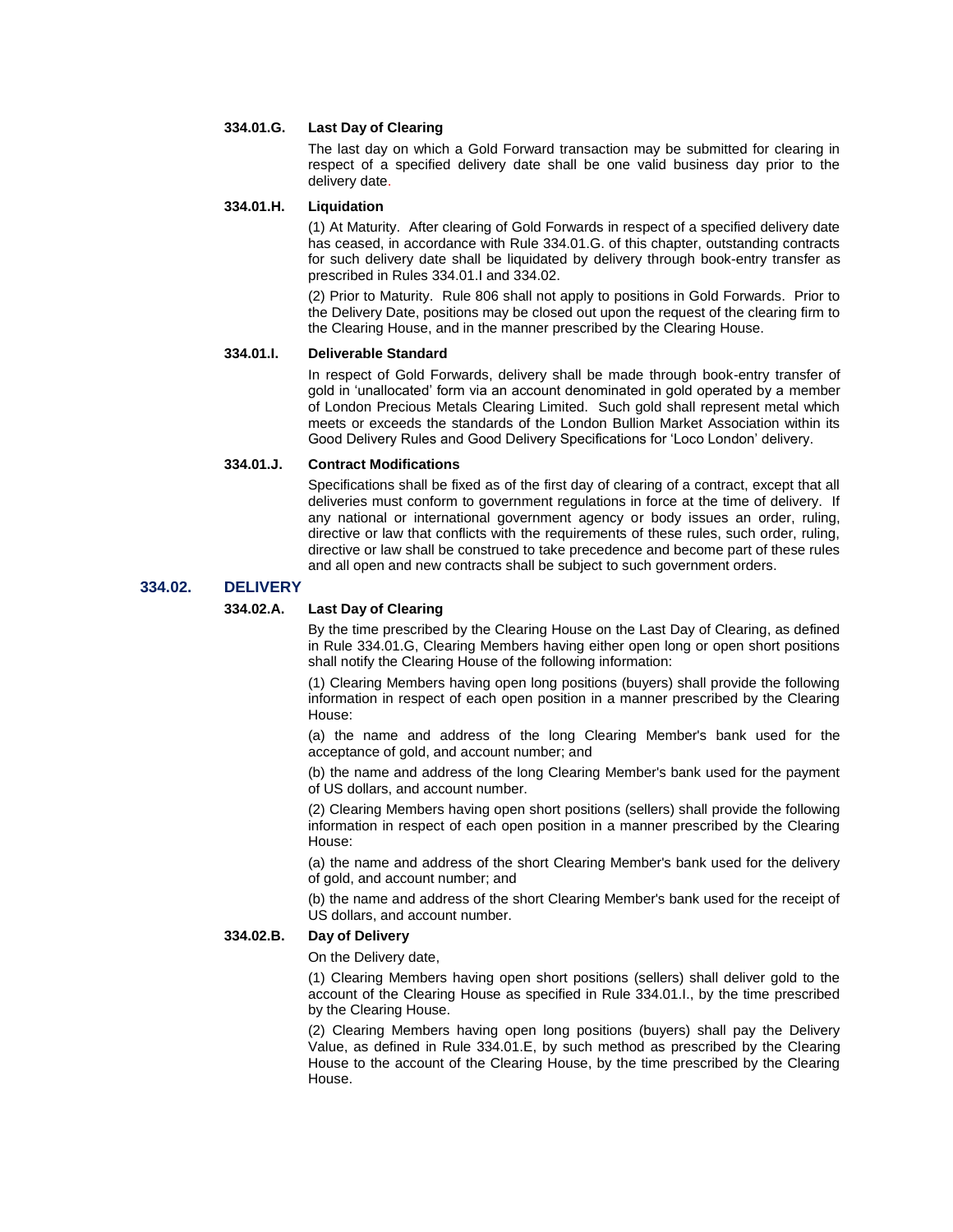#### 334.01.G. Last Day of Clearing

The last day on which a Gold Forward transaction may be submitted for clearing in respect of a specified delivery date shall be one valid business day prior to the delivery date.

#### 334.01.H. Liquidation

(1) At Maturity. After clearing of Gold Forwards in respect of a specified delivery date has ceased, in accordance with Rule 334.01.G. of this chapter, outstanding contracts for such delivery date shall be liquidated by delivery through book-entry transfer as prescribed in Rules 334.01.I and 334.02.

(2) Prior to Maturity. Rule 806 shall not apply to positions in Gold Forwards. Prior to the Delivery Date, positions may be closed out upon the request of the clearing firm to the Clearing House, and in the manner prescribed by the Clearing House.

#### 334.01.I. Deliverable Standard

In respect of Gold Forwards, delivery shall be made through book-entry transfer of gold in 'unallocated' form via an account denominated in gold operated by a member of London Precious Metals Clearing Limited. Such gold shall represent metal which meets or exceeds the standards of the London Bullion Market Association within its Good Delivery Rules and Good Delivery Specifications for 'Loco London' delivery.

#### 334.01.J. Contract Modifications

Specifications shall be fixed as of the first day of clearing of a contract, except that all deliveries must conform to government regulations in force at the time of delivery. If any national or international government agency or body issues an order, ruling, directive or law that conflicts with the requirements of these rules, such order, ruling, directive or law shall be construed to take precedence and become part of these rules and all open and new contracts shall be subject to such government orders.

### 334.02. DELIVERY

#### 334.02.A. Last Day of Clearing

By the time prescribed by the Clearing House on the Last Day of Clearing, as defined in Rule 334.01.G, Clearing Members having either open long or open short positions shall notify the Clearing House of the following information:

(1) Clearing Members having open long positions (buyers) shall provide the following information in respect of each open position in a manner prescribed by the Clearing House:

(a) the name and address of the long Clearing Member's bank used for the acceptance of gold, and account number; and

(b) the name and address of the long Clearing Member's bank used for the payment of US dollars, and account number.

(2) Clearing Members having open short positions (sellers) shall provide the following information in respect of each open position in a manner prescribed by the Clearing House:

(a) the name and address of the short Clearing Member's bank used for the delivery of gold, and account number; and

(b) the name and address of the short Clearing Member's bank used for the receipt of US dollars, and account number.

#### 334.02.B. Day of Delivery

On the Delivery date,

(1) Clearing Members having open short positions (sellers) shall deliver gold to the account of the Clearing House as specified in Rule 334.01.I., by the time prescribed by the Clearing House.

(2) Clearing Members having open long positions (buyers) shall pay the Delivery Value, as defined in Rule 334.01.E, by such method as prescribed by the Clearing House to the account of the Clearing House, by the time prescribed by the Clearing House.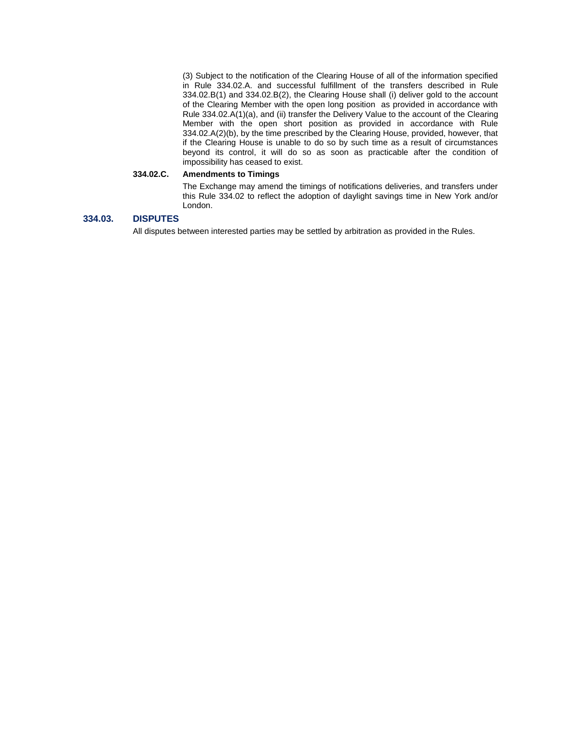(3) Subject to the notification of the Clearing House of all of the information specified in Rule 334.02.A. and successful fulfillment of the transfers described in Rule 334.02.B(1) and 334.02.B(2), the Clearing House shall (i) deliver gold to the account of the Clearing Member with the open long position as provided in accordance with Rule 334.02.A(1)(a), and (ii) transfer the Delivery Value to the account of the Clearing Member with the open short position as provided in accordance with Rule 334.02.A(2)(b), by the time prescribed by the Clearing House, provided, however, that if the Clearing House is unable to do so by such time as a result of circumstances beyond its control, it will do so as soon as practicable after the condition of impossibility has ceased to exist.

**334.02.C. Amendments to Timings**

The Exchange may amend the timings of notifications deliveries, and transfers under this Rule 334.02 to reflect the adoption of daylight savings time in New York and/or London.

## 334.03. DISPUTES

All disputes between interested parties may be settled by arbitration as provided in the Rules.